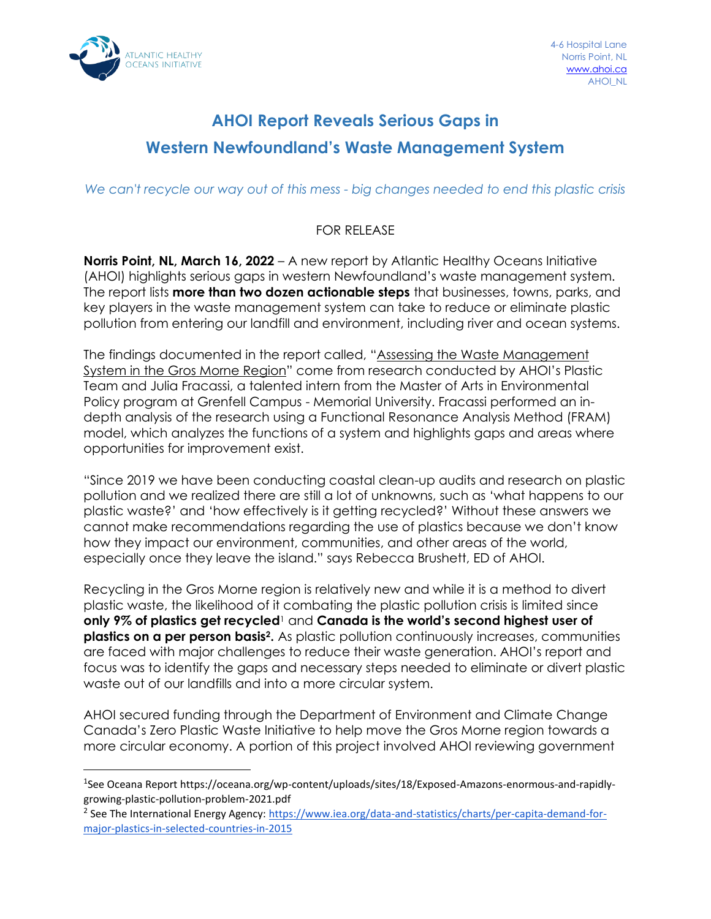ATLANTIC HEALTHY OCEANS INITIATIVE

4-6 Hospital Lane
Norris Point, NL
www.ahoi.ca
AHOI_NL

# AHOI Report Reveals Serious Gaps in Western Newfoundland's Waste Management System

*We can't recycle our way out of this mess - big changes needed to end this plastic crisis*

FOR RELEASE

**Norris Point, NL, March 16, 2022** – A new report by Atlantic Healthy Oceans Initiative (AHOI) highlights serious gaps in western Newfoundland's waste management system. The report lists **more than two dozen actionable steps** that businesses, towns, parks, and key players in the waste management system can take to reduce or eliminate plastic pollution from entering our landfill and environment, including river and ocean systems.

The findings documented in the report called, "Assessing the Waste Management System in the Gros Morne Region" come from research conducted by AHOI's Plastic Team and Julia Fracassi, a talented intern from the Master of Arts in Environmental Policy program at Grenfell Campus - Memorial University. Fracassi performed an in-depth analysis of the research using a Functional Resonance Analysis Method (FRAM) model, which analyzes the functions of a system and highlights gaps and areas where opportunities for improvement exist.

"Since 2019 we have been conducting coastal clean-up audits and research on plastic pollution and we realized there are still a lot of unknowns, such as 'what happens to our plastic waste?' and 'how effectively is it getting recycled?' Without these answers we cannot make recommendations regarding the use of plastics because we don't know how they impact our environment, communities, and other areas of the world, especially once they leave the island." says Rebecca Brushett, ED of AHOI.

Recycling in the Gros Morne region is relatively new and while it is a method to divert plastic waste, the likelihood of it combating the plastic pollution crisis is limited since **only 9% of plastics get recycled**[1] and **Canada is the world's second highest user of plastics on a per person basis**[2]**.** As plastic pollution continuously increases, communities are faced with major challenges to reduce their waste generation. AHOI's report and focus was to identify the gaps and necessary steps needed to eliminate or divert plastic waste out of our landfills and into a more circular system.

AHOI secured funding through the Department of Environment and Climate Change Canada's Zero Plastic Waste Initiative to help move the Gros Morne region towards a more circular economy. A portion of this project involved AHOI reviewing government

---

[1] See Oceana Report https://oceana.org/wp-content/uploads/sites/18/Exposed-Amazons-enormous-and-rapidly-growing-plastic-pollution-problem-2021.pdf

[2] See The International Energy Agency: https://www.iea.org/data-and-statistics/charts/per-capita-demand-for-major-plastics-in-selected-countries-in-2015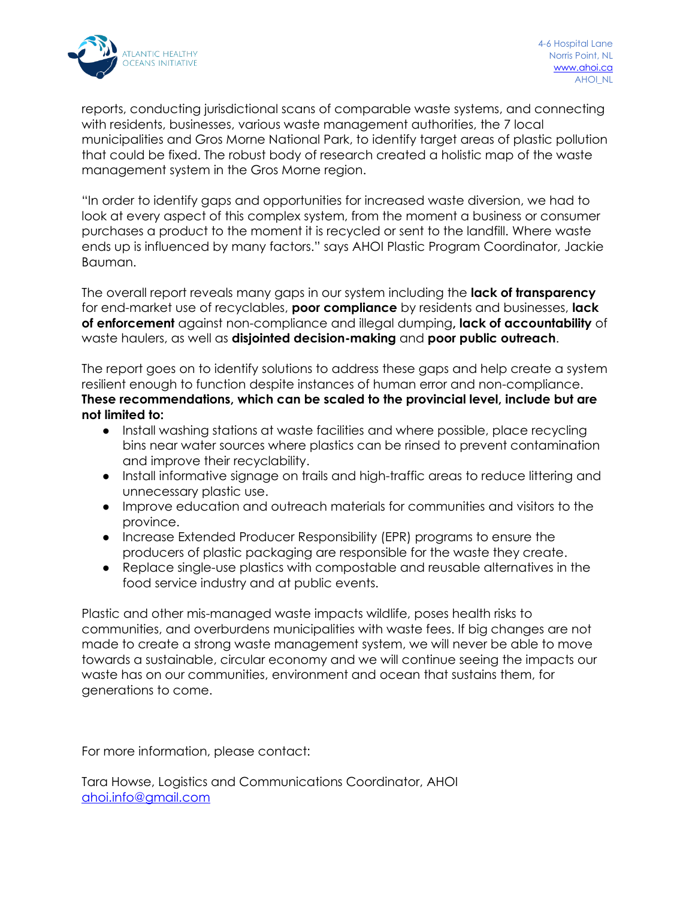reports, conducting jurisdictional scans of comparable waste systems, and connecting with residents, businesses, various waste management authorities, the 7 local municipalities and Gros Morne National Park, to identify target areas of plastic pollution that could be fixed. The robust body of research created a holistic map of the waste management system in the Gros Morne region.

"In order to identify gaps and opportunities for increased waste diversion, we had to look at every aspect of this complex system, from the moment a business or consumer purchases a product to the moment it is recycled or sent to the landfill. Where waste ends up is influenced by many factors." says AHOI Plastic Program Coordinator, Jackie Bauman.

The overall report reveals many gaps in our system including the **lack of transparency** for end-market use of recyclables, **poor compliance** by residents and businesses, **lack of enforcement** against non-compliance and illegal dumping**, lack of accountability** of waste haulers, as well as **disjointed decision-making** and **poor public outreach**.

The report goes on to identify solutions to address these gaps and help create a system resilient enough to function despite instances of human error and non-compliance. **These recommendations, which can be scaled to the provincial level, include but are not limited to:**

- Install washing stations at waste facilities and where possible, place recycling bins near water sources where plastics can be rinsed to prevent contamination and improve their recyclability.
- Install informative signage on trails and high-traffic areas to reduce littering and unnecessary plastic use.
- Improve education and outreach materials for communities and visitors to the province.
- Increase Extended Producer Responsibility (EPR) programs to ensure the producers of plastic packaging are responsible for the waste they create.
- Replace single-use plastics with compostable and reusable alternatives in the food service industry and at public events.

Plastic and other mis-managed waste impacts wildlife, poses health risks to communities, and overburdens municipalities with waste fees. If big changes are not made to create a strong waste management system, we will never be able to move towards a sustainable, circular economy and we will continue seeing the impacts our waste has on our communities, environment and ocean that sustains them, for generations to come.

For more information, please contact:

Tara Howse, Logistics and Communications Coordinator, AHOI
ahoi.info@gmail.com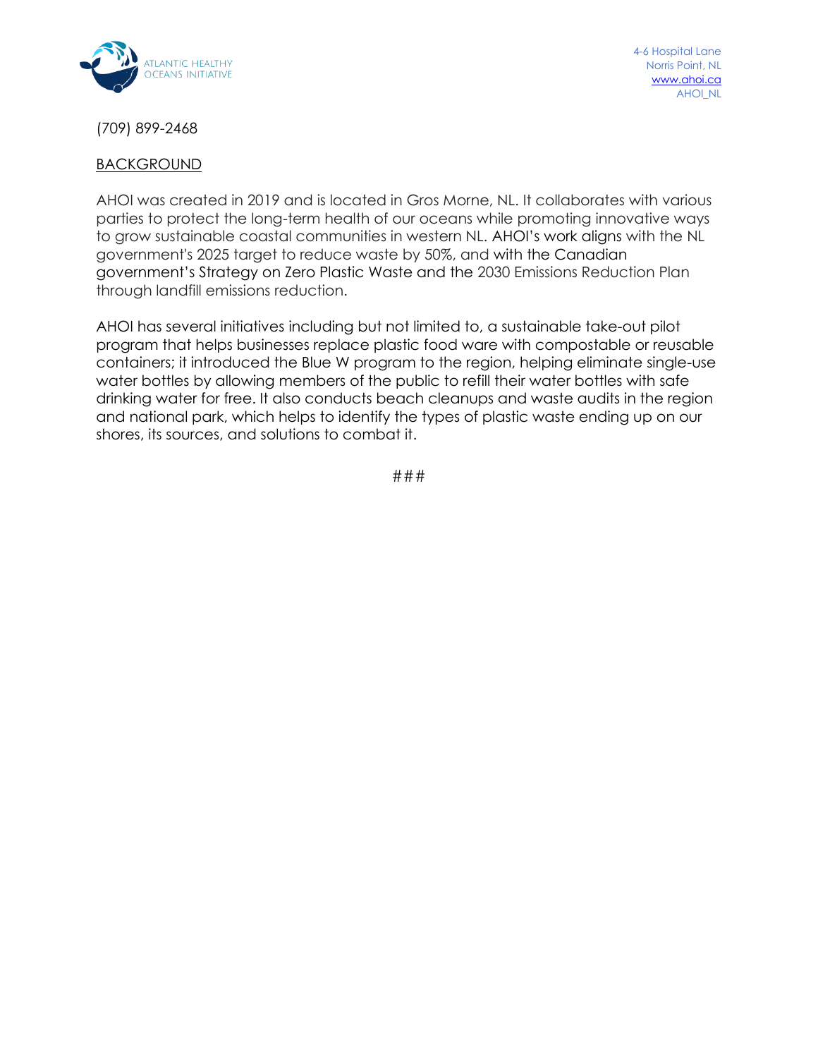ATLANTIC HEALTHY OCEANS INITIATIVE

4-6 Hospital Lane
Norris Point, NL
www.ahoi.ca
AHOI_NL

(709) 899-2468

## BACKGROUND

AHOI was created in 2019 and is located in Gros Morne, NL. It collaborates with various parties to protect the long-term health of our oceans while promoting innovative ways to grow sustainable coastal communities in western NL. AHOI's work aligns with the NL government's 2025 target to reduce waste by 50%, and with the Canadian government's Strategy on Zero Plastic Waste and the 2030 Emissions Reduction Plan through landfill emissions reduction.

AHOI has several initiatives including but not limited to, a sustainable take-out pilot program that helps businesses replace plastic food ware with compostable or reusable containers; it introduced the Blue W program to the region, helping eliminate single-use water bottles by allowing members of the public to refill their water bottles with safe drinking water for free. It also conducts beach cleanups and waste audits in the region and national park, which helps to identify the types of plastic waste ending up on our shores, its sources, and solutions to combat it.

###